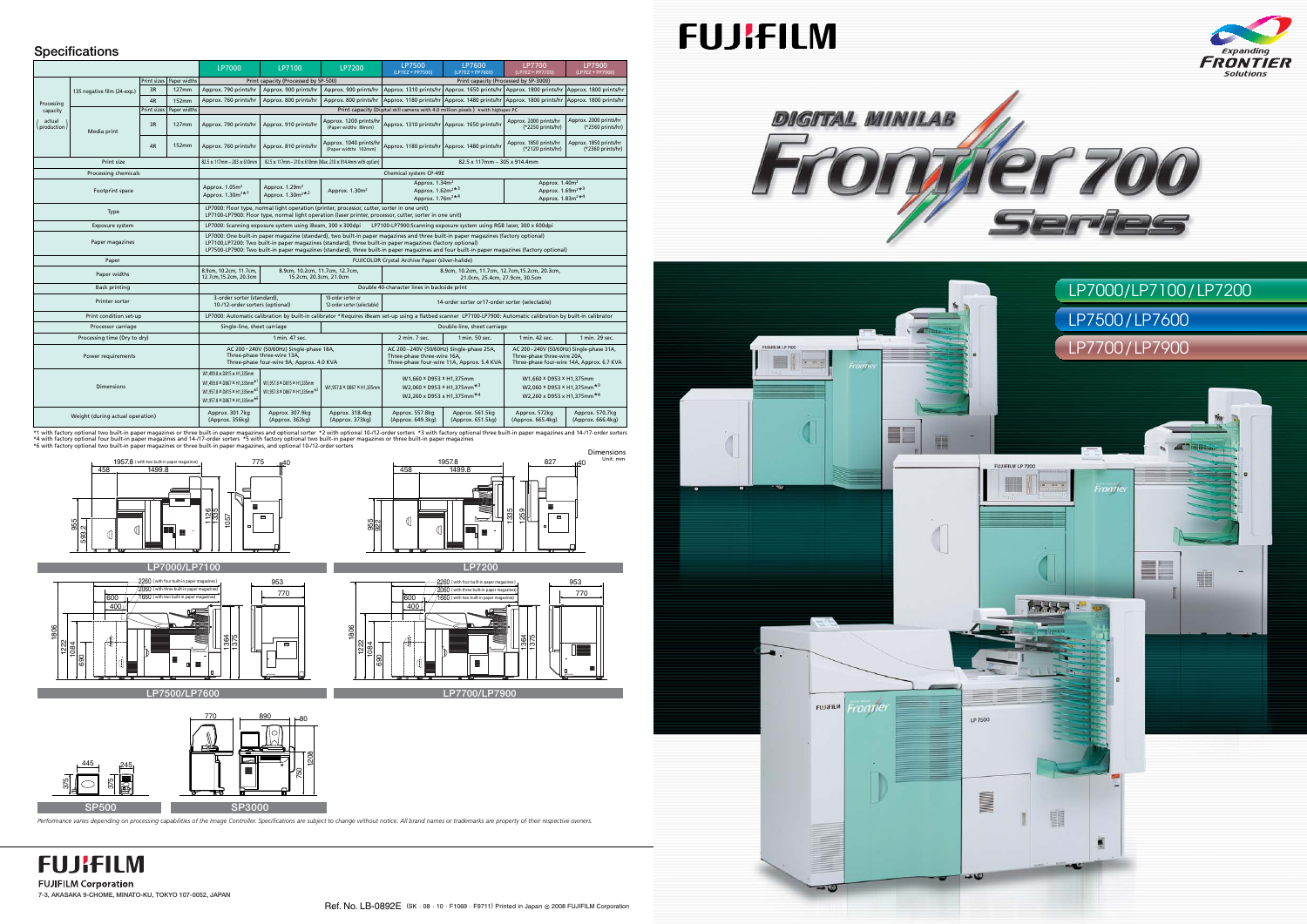# Specifications

| | | | | LP7000 | LP7100 | LP7200 | LP7500 (LP7EZ + PP7500) | LP7600 (LP7EZ + PP7600) | LP7700 (LP7EZ + PP7700) | LP7900 (LP7EZ + PP7900) |
|---|---|---|---|---|---|---|---|---|---|---|
| Processing capacity (actual production) | 135 negative film (24-exp.) | Print sizes | Paper widths | Print capacity (Processed by SP-500) | | | Print capacity (Processed by SP-3000) | | | |
| | | 3R | 127mm | Approx. 790 prints/hr | Approx. 900 prints/hr | Approx. 900 prints/hr | Approx. 1310 prints/hr | Approx. 1650 prints/hr | Approx. 1800 prints/hr | Approx. 1800 prints/hr |
| | | 4R | 152mm | Approx. 760 prints/hr | Approx. 800 prints/hr | Approx. 800 prints/hr | Approx. 1180 prints/hr | Approx. 1480 prints/hr | Approx. 1800 prints/hr | Approx. 1800 prints/hr |
| | Media print | Print sizes | Paper widths | Print capacity (Digital still camera with 4.0 million pixels) ∗with highspec PC | | | | | | |
| | | 3R | 127mm | Approx. 790 prints/hr | Approx. 910 prints/hr | Approx. 1200 prints/hr (Paper widths: 89mm) | Approx. 1310 prints/hr | Approx. 1650 prints/hr | Approx. 2000 prints/hr (*2250 prints/hr) | Approx. 2000 prints/hr (*2560 prints/hr) |
| | | 4R | 152mm | Approx. 760 prints/hr | Approx. 810 prints/hr | Approx. 1040 prints/hr (Paper widths: 102mm) | Approx. 1180 prints/hr | Approx. 1480 prints/hr | Approx. 1850 prints/hr (*2120 prints/hr) | Approx. 1850 prints/hr (*2360 prints/hr) |
| Print size | | | | 82.5 x 117mm – 203 x 610mm | 82.5 x 117mm – 210 x 610mm (Max. 210 x 914.4mm with option) | | 82.5 x 117mm – 305 x 914.4mm | | | |
| Processing chemicals | | | | Chemical system CP-49E | | | | | | |
| Footprint space | | | | Approx. 1.05m² Approx. 1.30m²*1 | Approx. 1.29m² Approx. 1.30m²*2 | Approx. 1.30m² | Approx. 1.34m² Approx. 1.62m²*3 Approx. 1.76m²*4 | | Approx. 1.40m² Approx. 1.69m²*3 Approx. 1.83m²*4 | |
| Type | | | | LP7000: Floor type, normal light operation (printer, processor, cutter, sorter in one unit) LP7100-LP7900: Floor type, normal light operation (laser printer, processor, cutter, sorter in one unit) | | | | | | |
| Exposure system | | | | LP7000: Scanning exposure system using iBeam, 300 x 300dpi LP7100-LP7900:Scanning exposure system using RGB laser, 300 x 600dpi | | | | | | |
| Paper magazines | | | | LP7000: One built-in paper magazine (standard), two built-in paper magazines and three built-in paper magazines (factory optional) LP7100,LP7200: Two built-in paper magazines (standard), three built-in paper magazines (factory optional) LP7500-LP7900: Two built-in paper magazines (standard), three built-in paper magazines and four built-in paper magazines (factory optional) | | | | | | |
| Paper | | | | FUJICOLOR Crystal Archive Paper (silver-halide) | | | | | | |
| Paper widths | | | | 8.9cm, 10.2cm, 11.7cm, 12.7cm,15.2cm, 20.3cm | 8.9cm, 10.2cm, 11.7cm, 12.7cm, 15.2cm, 20.3cm, 21.0cm | | 8.9cm, 10.2cm, 11.7cm, 12.7cm,15.2cm, 20.3cm, 21.0cm, 25.4cm, 27.9cm, 30.5cm | | | |
| Back printing | | | | Double 40-character lines in backside print | | | | | | |
| Printer sorter | | | | 3-order sorter (standard), 10-/12-order sorters (optional) | | 10-order sorter or 12-order sorter (selectable) | 14-order sorter or17-order sorter (selectable) | | | |
| Print condition set-up | | | | LP7000: Automatic calibration by built-in calibrator *Requires iBeam set-up using a flatbed scanner LP7100-LP7900: Automatic calibration by built-in calibrator | | | | | | |
| Processor carriage | | | | Single-line, sheet carriage | | | Double-line, sheet carriage | | | |
| Processing time (Dry to dry) | | | | 1 min. 47 sec. | | | 2 min. 7 sec. | 1 min. 50 sec. | 1 min. 42 sec. | 1 min. 29 sec. |
| Power requirements | | | | AC 200~240V (50/60Hz) Single-phase 18A, Three-phase three-wire 13A, Three-phase four-wire 9A, Approx. 4.0 KVA | | | AC 200~240V (50/60Hz) Single-phase 25A, Three-phase three-wire 16A, Three-phase four-wire 11A, Approx. 5.4 KVA | | AC 200~240V (50/60Hz) Single-phase 31A, Three-phase three-wire 20A, Three-phase four-wire 14A, Approx. 6.7 KVA | |
| Dimensions | | | | W1,499.8 x D815 x H1,335mm W1,499.8 x D867 x H1,335mm*1 W1,957.8 x D815 x H1,335mm*5 W1,957.8 x D867 x H1,335mm*6 | W1,957.8 x D815 x H1,335mm W1,957.8 x D867 x H1,335mm*2 | W1,957.8 x D867 x H1,335mm | W1,660 × D953 × H1,375mm W2,060 × D953 × H1,375mm*3 W2,260 x D953 x H1,375mm*4 | | W1,660 × D953 × H1,375mm W2,060 × D953 × H1,375mm*3 W2,260 x D953 x H1,375mm*4 | |
| Weight (during actual operation) | | | | Approx. 301.7kg (Approx. 356kg) | Approx. 307.9kg (Approx. 362kg) | Approx. 318.4kg (Approx. 373kg) | Approx. 557.8kg (Approx. 649.3kg) | Approx. 561.5kg (Approx. 651.5kg) | Approx. 572kg (Approx. 665.4kg) | Approx. 570.7kg (Approx. 666.4kg) |

*1 with factory optional two built-in paper magazines or three built-in paper magazines and optional sorter *2 with optional 10-/12-order sorters *3 with factory optional three built-in paper magazines and 14-/17-order sorters
*4 with factory optional four built-in paper magazines and 14-/17-order sorters *5 with factory optional two built-in paper magazines or three built-in paper magazines
*6 with factory optional two built-in paper magazines or three built-in paper magazines, and optional 10-/12-order sorters

Dimensions
Unit: mm

LP7000/LP7100

LP7200

LP7500/LP7600

LP7700/LP7900

SP500

SP3000

*Performance varies depending on processing capabilities of the Image Controller. Specifications are subject to change without notice. All brand names or trademarks are property of their respective owners.*

**FUJIFILM**

**FUJIFILM Corporation**
7-3, AKASAKA 9-CHOME, MINATO-KU, TOKYO 107-0052, JAPAN

Ref. No. LB-0892E (SK · 08 · 10 · F1069 · F9711) Printed in Japan © 2008 FUJIFILM Corporation

# FUJIFILM

Expanding FRONTIER Solutions

## DIGITAL MINILAB Frontier 700 Series

LP7000/LP7100/LP7200

LP7500/LP7600

LP7700/LP7900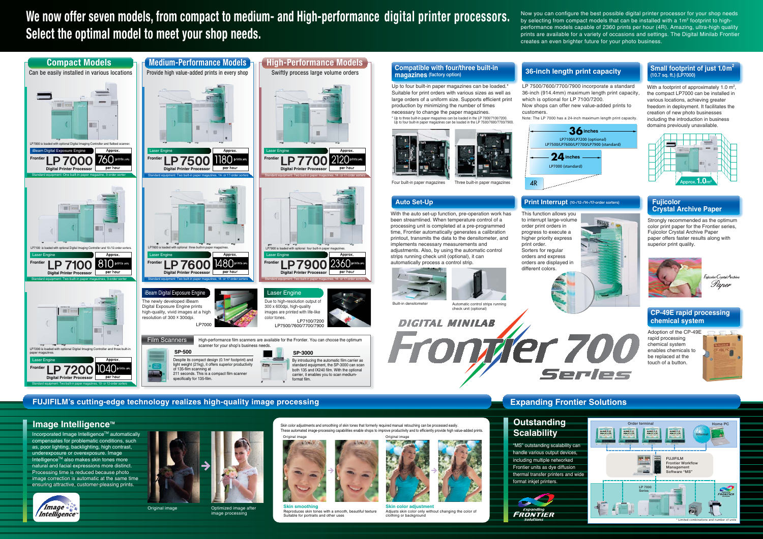# We now offer seven models, from compact to medium- and High-performance digital printer processors. Select the optimal model to meet your shop needs.

Now you can configure the best possible digital printer processor for your shop needs by selecting from compact models that can be installed with a 1m² footprint to high-performance models capable of 2360 prints per hour (4R). Amazing, ultra-high quality prints are available for a variety of occasions and settings. The Digital Minilab Frontier creates an even brighter future for your photo business.

## Compact Models

Can be easily installed in various locations

LP7000 is loaded with optional Digital Imaging Controller and flatbed scanner.

iBeam Digital Exposure Engine — Frontier **LP7000** Digital Printer Processor — Approx. **760** prints (4R) per hour

Standard equipment: One built-in paper magazine, 3-order sorter

LP7100 is loaded with optional Digital Imaging Controller and 10-/12-order sorters.

Laser Engine — Frontier **LP7100** Digital Printer Processor — Approx. **810** prints (4R) per hour

Standard equipment: Two built-in paper magazines, 3-order sorter

LP7200 is loaded with optional Digital Imaging Controller and three built-in paper magazines.

Laser Engine — Frontier **LP7200** Digital Printer Processor — Approx. **1040** prints (4R) per hour

Standard equipment: Two built-in paper magazines, 10- or 12-order sorters

## Medium-Performance Models

Provide high value-added prints in every shop

Laser Engine — Frontier **LP7500** Digital Printer Processor — Approx. **1180** prints (4R) per hour

Standard equipment: Two built-in paper magazines, 14- or 17-order sorters

LP7600 is loaded with optional three built-in paper magazines.

Laser Engine — Frontier **LP7600** Digital Printer Processor — Approx. **1480** prints (4R) per hour

Standard equipment: Two built-in paper magazines, 14- or 17-order sorters

## High-Performance Models

Swiftly process large volume orders

Laser Engine — Frontier **LP7700** Digital Printer Processor — Approx. **2120** prints (4R) per hour

Standard equipment: Two built-in paper magazines, 14- or 17-order sorters

LP7900 is loaded with optional four built-in paper magazines.

Laser Engine — Frontier **LP7900** Digital Printer Processor — Approx. **2360** prints (4R) per hour

Standard equipment: Two built-in paper magazines, 14- or 17-order sorters

### iBeam Digital Exposure Engine

The newly developed iBeam Digital Exposure Engine prints high-quality, vivid images at a high resolution of 300 x 300dpi.

LP7000

### Laser Engine

Due to high-resolution output of 300 x 600dpi, high-quality images are printed with life-like color tones.

LP7100/7200
LP7500/7600/7700/7900

### Film Scanners

High-performance film scanners are available for the Frontier. You can choose the optimum scanner for your shop's business needs.

**SP-500**

Despite its compact design (0.1m² footprint) and light weight (21kg), it offers superior productivity of 135-film scanning at 211 seconds. This is a compact film scanner specifically for 135-film.

**SP-3000**

By introducing the automatic film carrier as standard equipment, the SP-3000 can scan both 135 and IX240 film. With the optional carrier, it enables you to scan medium-format film.

### Compatible with four/three built-in magazines (factory option)

Up to four built-in paper magazines can be loaded.* Suitable for print orders with various sizes as well as large orders of a uniform size. Supports efficient print production by minimizing the number of times necessary to change the paper magazines.

\* Up to three built-in paper magazines can be loaded in the LP 7000/7100/7200.
Up to four built-in paper magazines can be loaded in the LP 7500/7600/7700/7900.

Four built-in paper magazines — Three built-in paper magazines

### 36-inch length print capacity

LP 7500/7600/7700/7900 incorporate a standard 36-inch (914.4mm) maximum length print capacity, which is optional for LP 7100/7200. Now shops can offer new value-added prints to customers.

Note: The LP 7000 has a 24-inch maximum length print capacity.

36 inches — LP7100/LP7200 (optional) LP7500/LP7600/LP7700/LP7900 (standard)

24 inches — LP7000 (standard)

4R

### Small footprint of just 1.0m² (10.7 sq. ft.) (LP7000)

With a footprint of approximately 1.0 m², the compact LP7000 can be installed in various locations, achieving greater freedom in deployment. It facilitates the creation of new photo businesses including the introduction in business domains previously unavailable.

Approx. 1.0m²

### Auto Set-Up

With the auto set-up function, pre-operation work has been streamlined. When temperature control of a processing unit is completed at a pre-programmed time, Frontier automatically generates a calibration printout, transmits the data to the densitometer, and implements necessary measurements and adjustments. Also, by using the automatic control strips running check unit (optional), it can automatically process a control strip.

Built-in densitometer — Automatic control strips running check unit (optional)

### Print Interrupt (10-/12-/14-/17-order sorters)

This function allows you to interrupt large-volume order print orders in progress to execute a higher priority express print order. Sorters for regular orders and express orders are displayed in different colors.

### Fujicolor Crystal Archive Paper

Strongly recommended as the optimum color print paper for the Frontier series, Fujicolor Crystal Archive Paper paper offers faster results along with superior print quality.

### CP-49E rapid processing chemical system

Adoption of the CP-49E rapid processing chemical system enables chemicals to be replaced at the touch of a button.

DIGITAL MINILAB Frontier 700 Series

## FUJIFILM's cutting-edge technology realizes high-quality image processing

### Image Intelligence™

Incorporated Image Intelligence™ automatically compensates for problematic conditions, such as, poor lighting, backlighting, high contrast, underexposure or overexposure. Image Intelligence™ also makes skin tones more natural and facial expressions more distinct. Processing time is reduced because photo image correction is automatic at the same time ensuring attractive, customer-pleasing prints.

Original image — Optimized image after image processing

Skin color adjustments and smoothing of skin tones that formerly required manual retouching can be processed easily. These automated image-processing capabilities enable shops to improve productivity and to efficiently provide high value-added prints.

Original image

**Skin smoothing**
Reproduces skin tones with a smooth, beautiful texture
Suitable for portraits and other uses

Original image

**Skin color adjustment**
Adjusts skin color only without changing the color of clothing or background

## Expanding Frontier Solutions

### Outstanding Scalability

"MS" outstanding scalability can handle various output devices, including multiple networked Frontier units as dye diffusion thermal transfer printers and wide format inkjet printers.

Order terminal — Home PC — Internet

FUJIFILM Frontier Workflow Management Software "MS"

LP 7000 Series

\* Limited combinations and number of units